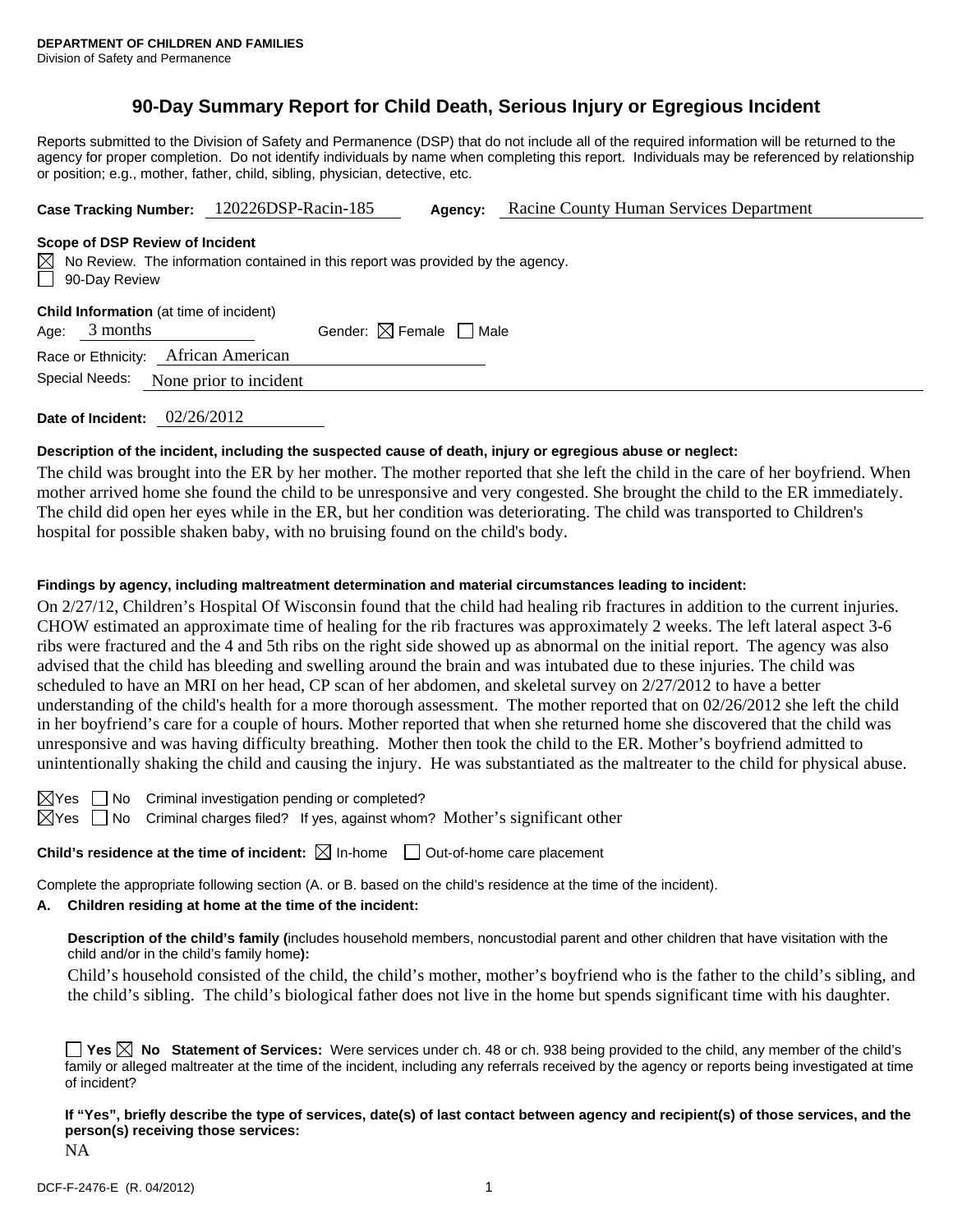**DEPARTMENT OF CHILDREN AND FAMILIES**
Division of Safety and Permanence

# 90-Day Summary Report for Child Death, Serious Injury or Egregious Incident

Reports submitted to the Division of Safety and Permanence (DSP) that do not include all of the required information will be returned to the agency for proper completion. Do not identify individuals by name when completing this report. Individuals may be referenced by relationship or position; e.g., mother, father, child, sibling, physician, detective, etc.

**Case Tracking Number:** 120226DSP-Racin-185 **Agency:** Racine County Human Services Department

**Scope of DSP Review of Incident**

☒ No Review. The information contained in this report was provided by the agency.
☐ 90-Day Review

**Child Information** (at time of incident)

Age: 3 months Gender: ☒ Female ☐ Male

Race or Ethnicity: African American

Special Needs: None prior to incident

**Date of Incident:** 02/26/2012

**Description of the incident, including the suspected cause of death, injury or egregious abuse or neglect:**

The child was brought into the ER by her mother. The mother reported that she left the child in the care of her boyfriend. When mother arrived home she found the child to be unresponsive and very congested. She brought the child to the ER immediately. The child did open her eyes while in the ER, but her condition was deteriorating. The child was transported to Children's hospital for possible shaken baby, with no bruising found on the child's body.

**Findings by agency, including maltreatment determination and material circumstances leading to incident:**

On 2/27/12, Children's Hospital Of Wisconsin found that the child had healing rib fractures in addition to the current injuries. CHOW estimated an approximate time of healing for the rib fractures was approximately 2 weeks. The left lateral aspect 3-6 ribs were fractured and the 4 and 5th ribs on the right side showed up as abnormal on the initial report. The agency was also advised that the child has bleeding and swelling around the brain and was intubated due to these injuries. The child was scheduled to have an MRI on her head, CP scan of her abdomen, and skeletal survey on 2/27/2012 to have a better understanding of the child's health for a more thorough assessment. The mother reported that on 02/26/2012 she left the child in her boyfriend's care for a couple of hours. Mother reported that when she returned home she discovered that the child was unresponsive and was having difficulty breathing. Mother then took the child to the ER. Mother's boyfriend admitted to unintentionally shaking the child and causing the injury. He was substantiated as the maltreater to the child for physical abuse.

☒Yes ☐ No Criminal investigation pending or completed?
☒Yes ☐ No Criminal charges filed? If yes, against whom? Mother's significant other

**Child's residence at the time of incident:** ☒ In-home ☐ Out-of-home care placement

Complete the appropriate following section (A. or B. based on the child's residence at the time of the incident).

**A. Children residing at home at the time of the incident:**

**Description of the child's family (**includes household members, noncustodial parent and other children that have visitation with the child and/or in the child's family home**):**

Child's household consisted of the child, the child's mother, mother's boyfriend who is the father to the child's sibling, and the child's sibling. The child's biological father does not live in the home but spends significant time with his daughter.

☐ **Yes** ☒ **No Statement of Services:** Were services under ch. 48 or ch. 938 being provided to the child, any member of the child's family or alleged maltreater at the time of the incident, including any referrals received by the agency or reports being investigated at time of incident?

**If "Yes", briefly describe the type of services, date(s) of last contact between agency and recipient(s) of those services, and the person(s) receiving those services:**

NA

DCF-F-2476-E (R. 04/2012)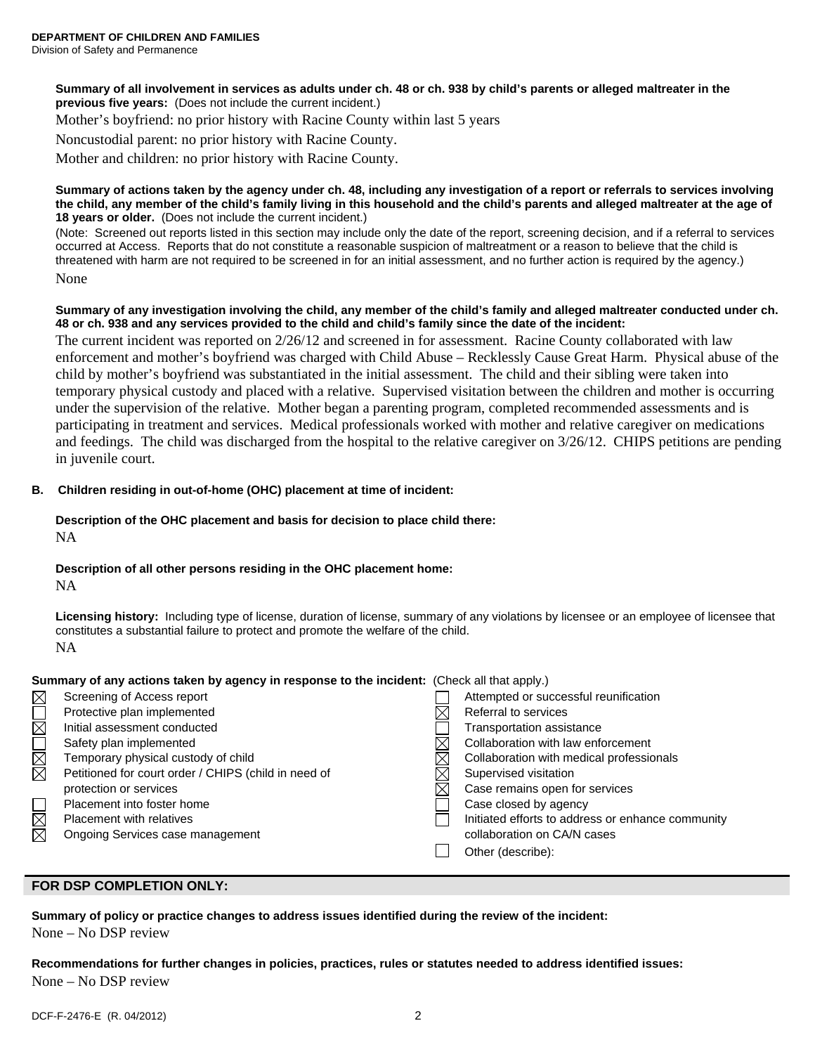**DEPARTMENT OF CHILDREN AND FAMILIES**
Division of Safety and Permanence

**Summary of all involvement in services as adults under ch. 48 or ch. 938 by child's parents or alleged maltreater in the previous five years:** (Does not include the current incident.)

Mother's boyfriend: no prior history with Racine County within last 5 years

Noncustodial parent: no prior history with Racine County.

Mother and children: no prior history with Racine County.

**Summary of actions taken by the agency under ch. 48, including any investigation of a report or referrals to services involving the child, any member of the child's family living in this household and the child's parents and alleged maltreater at the age of 18 years or older.** (Does not include the current incident.)

(Note: Screened out reports listed in this section may include only the date of the report, screening decision, and if a referral to services occurred at Access. Reports that do not constitute a reasonable suspicion of maltreatment or a reason to believe that the child is threatened with harm are not required to be screened in for an initial assessment, and no further action is required by the agency.)

None

**Summary of any investigation involving the child, any member of the child's family and alleged maltreater conducted under ch. 48 or ch. 938 and any services provided to the child and child's family since the date of the incident:**

The current incident was reported on 2/26/12 and screened in for assessment. Racine County collaborated with law enforcement and mother's boyfriend was charged with Child Abuse – Recklessly Cause Great Harm. Physical abuse of the child by mother's boyfriend was substantiated in the initial assessment. The child and their sibling were taken into temporary physical custody and placed with a relative. Supervised visitation between the children and mother is occurring under the supervision of the relative. Mother began a parenting program, completed recommended assessments and is participating in treatment and services. Medical professionals worked with mother and relative caregiver on medications and feedings. The child was discharged from the hospital to the relative caregiver on 3/26/12. CHIPS petitions are pending in juvenile court.

**B. Children residing in out-of-home (OHC) placement at time of incident:**

**Description of the OHC placement and basis for decision to place child there:**

NA

**Description of all other persons residing in the OHC placement home:**

NA

**Licensing history:** Including type of license, duration of license, summary of any violations by licensee or an employee of licensee that constitutes a substantial failure to protect and promote the welfare of the child.

NA

**Summary of any actions taken by agency in response to the incident:** (Check all that apply.)

- [x] Screening of Access report
- [ ] Protective plan implemented
- [x] Initial assessment conducted
- [ ] Safety plan implemented
- [x] Temporary physical custody of child
- [x] Petitioned for court order / CHIPS (child in need of protection or services
- [ ] Placement into foster home
- [x] Placement with relatives
- [x] Ongoing Services case management
- [ ] Attempted or successful reunification
- [x] Referral to services
- [ ] Transportation assistance
- [x] Collaboration with law enforcement
- [x] Collaboration with medical professionals
- [x] Supervised visitation
- [x] Case remains open for services
- [ ] Case closed by agency
- [ ] Initiated efforts to address or enhance community collaboration on CA/N cases
- [ ] Other (describe):

## FOR DSP COMPLETION ONLY:

**Summary of policy or practice changes to address issues identified during the review of the incident:**

None – No DSP review

**Recommendations for further changes in policies, practices, rules or statutes needed to address identified issues:**

None – No DSP review

DCF-F-2476-E (R. 04/2012)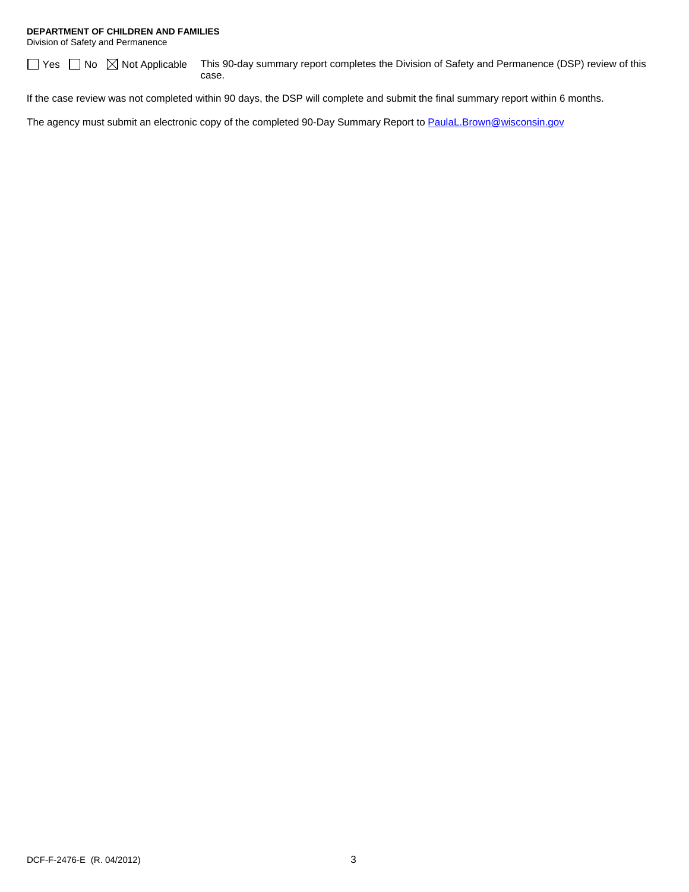**DEPARTMENT OF CHILDREN AND FAMILIES**
Division of Safety and Permanence

☐ Yes ☐ No ☒ Not Applicable This 90-day summary report completes the Division of Safety and Permanence (DSP) review of this case.

If the case review was not completed within 90 days, the DSP will complete and submit the final summary report within 6 months.

The agency must submit an electronic copy of the completed 90-Day Summary Report to PaulaL.Brown@wisconsin.gov

DCF-F-2476-E (R. 04/2012)